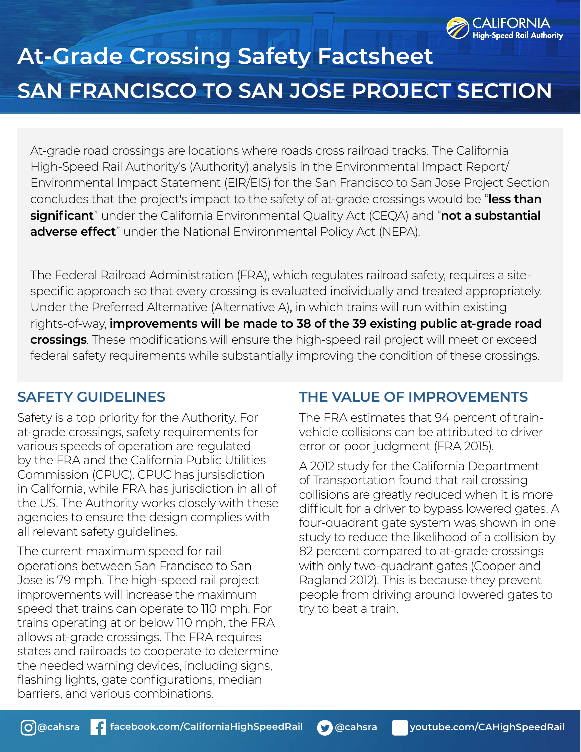# At-Grade Crossing Safety Factsheet

## SAN FRANCISCO TO SAN JOSE PROJECT SECTION

At-grade road crossings are locations where roads cross railroad tracks. The California High-Speed Rail Authority's (Authority) analysis in the Environmental Impact Report/Environmental Impact Statement (EIR/EIS) for the San Francisco to San Jose Project Section concludes that the project's impact to the safety of at-grade crossings would be "**less than significant**" under the California Environmental Quality Act (CEQA) and "**not a substantial adverse effect**" under the National Environmental Policy Act (NEPA).

The Federal Railroad Administration (FRA), which regulates railroad safety, requires a site-specific approach so that every crossing is evaluated individually and treated appropriately. Under the Preferred Alternative (Alternative A), in which trains will run within existing rights-of-way, **improvements will be made to 38 of the 39 existing public at-grade road crossings**. These modifications will ensure the high-speed rail project will meet or exceed federal safety requirements while substantially improving the condition of these crossings.

### SAFETY GUIDELINES

Safety is a top priority for the Authority. For at-grade crossings, safety requirements for various speeds of operation are regulated by the FRA and the California Public Utilities Commission (CPUC). CPUC has jursisdiction in California, while FRA has jurisdiction in all of the US. The Authority works closely with these agencies to ensure the design complies with all relevant safety guidelines.

The current maximum speed for rail operations between San Francisco to San Jose is 79 mph. The high-speed rail project improvements will increase the maximum speed that trains can operate to 110 mph. For trains operating at or below 110 mph, the FRA allows at-grade crossings. The FRA requires states and railroads to cooperate to determine the needed warning devices, including signs, flashing lights, gate configurations, median barriers, and various combinations.

### THE VALUE OF IMPROVEMENTS

The FRA estimates that 94 percent of train-vehicle collisions can be attributed to driver error or poor judgment (FRA 2015).

A 2012 study for the California Department of Transportation found that rail crossing collisions are greatly reduced when it is more difficult for a driver to bypass lowered gates. A four-quadrant gate system was shown in one study to reduce the likelihood of a collision by 82 percent compared to at-grade crossings with only two-quadrant gates (Cooper and Ragland 2012). This is because they prevent people from driving around lowered gates to try to beat a train.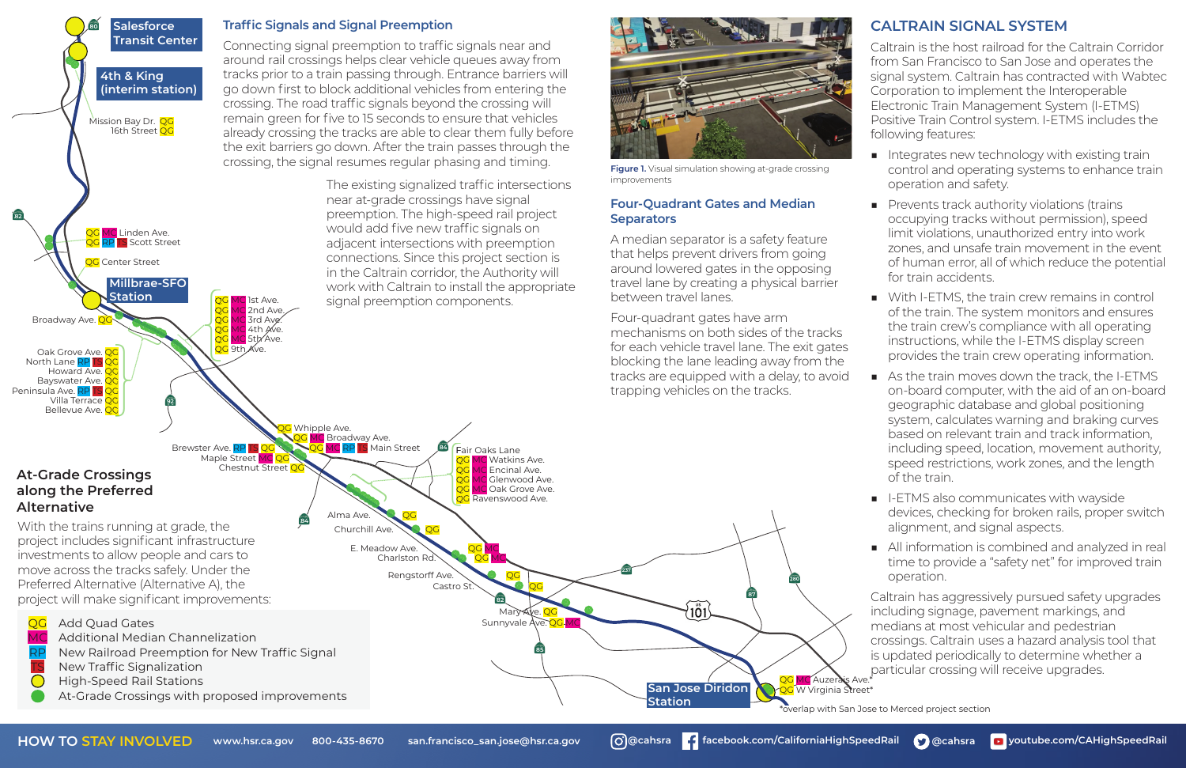## Traffic Signals and Signal Preemption

Connecting signal preemption to traffic signals near and around rail crossings helps clear vehicle queues away from tracks prior to a train passing through. Entrance barriers will go down first to block additional vehicles from entering the crossing. The road traffic signals beyond the crossing will remain green for five to 15 seconds to ensure that vehicles already crossing the tracks are able to clear them fully before the exit barriers go down. After the train passes through the crossing, the signal resumes regular phasing and timing.

The existing signalized traffic intersections near at-grade crossings have signal preemption. The high-speed rail project would add five new traffic signals on adjacent intersections with preemption connections. Since this project section is in the Caltrain corridor, the Authority will work with Caltrain to install the appropriate signal preemption components.

## At-Grade Crossings along the Preferred Alternative

With the trains running at grade, the project includes significant infrastructure investments to allow people and cars to move across the tracks safely. Under the Preferred Alternative (Alternative A), the project will make significant improvements:

- QG — Add Quad Gates
- MC — Additional Median Channelization
- RP — New Railroad Preemption for New Traffic Signal
- TS — New Traffic Signalization
- High-Speed Rail Stations
- At-Grade Crossings with proposed improvements

Salesforce Transit Center

4th & King (interim station)

Mission Bay Dr. QG
16th Street QG

QG MC Linden Ave.
QG RP TS Scott Street
QG Center Street

Millbrae-SFO Station

Broadway Ave. QG

QG MC 1st Ave.
QG MC 2nd Ave.
QG MC 3rd Ave.
QG MC 4th Ave.
QG MC 5th Ave.
QG 9th Ave.

Oak Grove Ave. QG
North Lane RP TS QG
Howard Ave. QG
Bayswater Ave. QG
Peninsula Ave. RP TS QG
Villa Terrace QG
Bellevue Ave. QG

QG Whipple Ave.
QG MC Broadway Ave.
QG MC RP TS Main Street
Brewster Ave. RP TS QG
Maple Street MC QG
Chestnut Street QG

Fair Oaks Lane
QG MC Watkins Ave.
QG MC Encinal Ave.
QG MC Glenwood Ave.
QG MC Oak Grove Ave.
QG Ravenswood Ave.

Alma Ave. QG
Churchill Ave. QG
E. Meadow Ave. QG MC
Charlston Rd. QG MC
Rengstorff Ave. QG
Castro St. QG
Mary Ave. QG
Sunnyvale Ave. QG MC

San Jose Diridon Station

QG MC Auzerais Ave.*
QG W Virginia Street*

*overlap with San Jose to Merced project section

**Figure 1.** Visual simulation showing at-grade crossing improvements

## Four-Quadrant Gates and Median Separators

A median separator is a safety feature that helps prevent drivers from going around lowered gates in the opposing travel lane by creating a physical barrier between travel lanes.

Four-quadrant gates have arm mechanisms on both sides of the tracks for each vehicle travel lane. The exit gates blocking the lane leading away from the tracks are equipped with a delay, to avoid trapping vehicles on the tracks.

## CALTRAIN SIGNAL SYSTEM

Caltrain is the host railroad for the Caltrain Corridor from San Francisco to San Jose and operates the signal system. Caltrain has contracted with Wabtec Corporation to implement the Interoperable Electronic Train Management System (I-ETMS) Positive Train Control system. I-ETMS includes the following features:

- Integrates new technology with existing train control and operating systems to enhance train operation and safety.
- Prevents track authority violations (trains occupying tracks without permission), speed limit violations, unauthorized entry into work zones, and unsafe train movement in the event of human error, all of which reduce the potential for train accidents.
- With I-ETMS, the train crew remains in control of the train. The system monitors and ensures the train crew's compliance with all operating instructions, while the I-ETMS display screen provides the train crew operating information.
- As the train moves down the track, the I-ETMS on-board computer, with the aid of an on-board geographic database and global positioning system, calculates warning and braking curves based on relevant train and track information, including speed, location, movement authority, speed restrictions, work zones, and the length of the train.
- I-ETMS also communicates with wayside devices, checking for broken rails, proper switch alignment, and signal aspects.
- All information is combined and analyzed in real time to provide a "safety net" for improved train operation.

Caltrain has aggressively pursued safety upgrades including signage, pavement markings, and medians at most vehicular and pedestrian crossings. Caltrain uses a hazard analysis tool that is updated periodically to determine whether a particular crossing will receive upgrades.

**HOW TO STAY INVOLVED** www.hsr.ca.gov | 800-435-8670 | san.francisco_san.jose@hsr.ca.gov | @cahsra | facebook.com/CaliforniaHighSpeedRail | @cahsra | youtube.com/CAHighSpeedRail